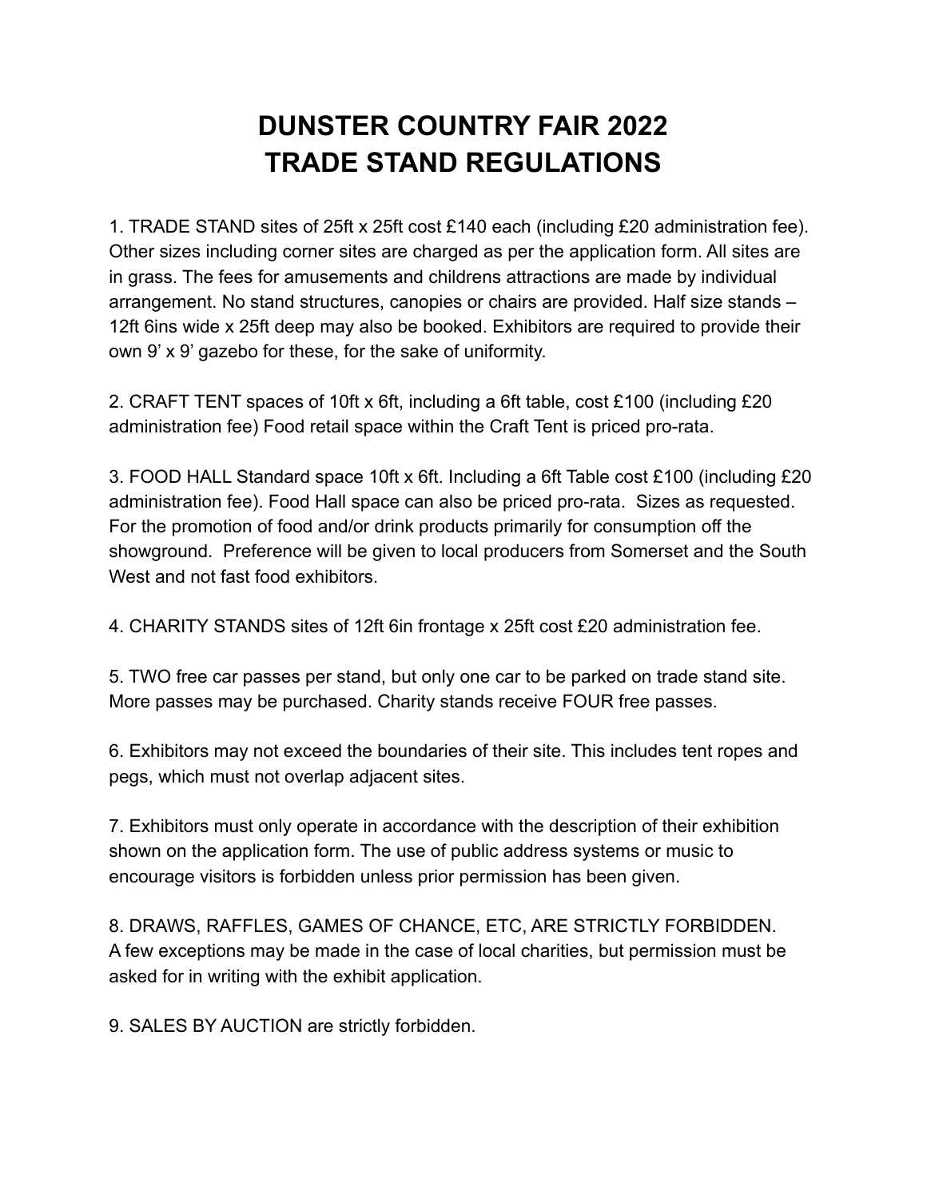# DUNSTER COUNTRY FAIR 2022
# TRADE STAND REGULATIONS

1. TRADE STAND sites of 25ft x 25ft cost £140 each (including £20 administration fee). Other sizes including corner sites are charged as per the application form. All sites are in grass. The fees for amusements and childrens attractions are made by individual arrangement. No stand structures, canopies or chairs are provided. Half size stands – 12ft 6ins wide x 25ft deep may also be booked. Exhibitors are required to provide their own 9' x 9' gazebo for these, for the sake of uniformity.

2. CRAFT TENT spaces of 10ft x 6ft, including a 6ft table, cost £100 (including £20 administration fee) Food retail space within the Craft Tent is priced pro-rata.

3. FOOD HALL Standard space 10ft x 6ft. Including a 6ft Table cost £100 (including £20 administration fee). Food Hall space can also be priced pro-rata. Sizes as requested. For the promotion of food and/or drink products primarily for consumption off the showground. Preference will be given to local producers from Somerset and the South West and not fast food exhibitors.

4. CHARITY STANDS sites of 12ft 6in frontage x 25ft cost £20 administration fee.

5. TWO free car passes per stand, but only one car to be parked on trade stand site. More passes may be purchased. Charity stands receive FOUR free passes.

6. Exhibitors may not exceed the boundaries of their site. This includes tent ropes and pegs, which must not overlap adjacent sites.

7. Exhibitors must only operate in accordance with the description of their exhibition shown on the application form. The use of public address systems or music to encourage visitors is forbidden unless prior permission has been given.

8. DRAWS, RAFFLES, GAMES OF CHANCE, ETC, ARE STRICTLY FORBIDDEN. A few exceptions may be made in the case of local charities, but permission must be asked for in writing with the exhibit application.

9. SALES BY AUCTION are strictly forbidden.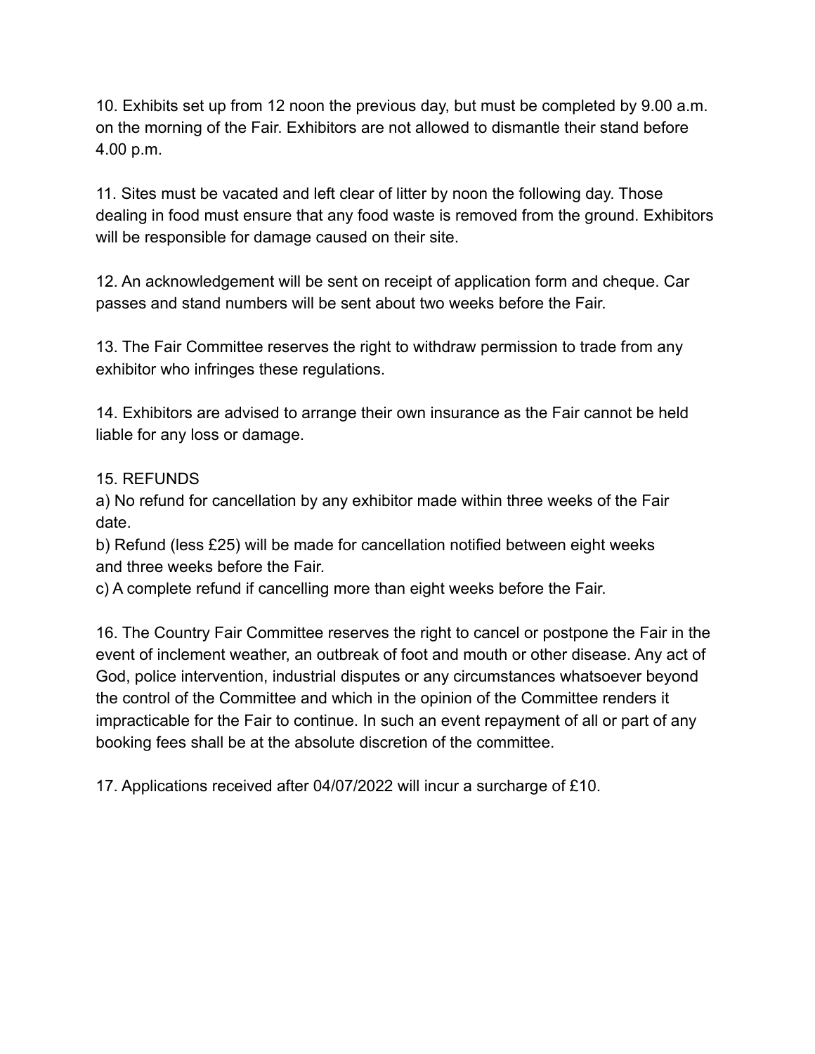10. Exhibits set up from 12 noon the previous day, but must be completed by 9.00 a.m. on the morning of the Fair. Exhibitors are not allowed to dismantle their stand before 4.00 p.m.

11. Sites must be vacated and left clear of litter by noon the following day. Those dealing in food must ensure that any food waste is removed from the ground. Exhibitors will be responsible for damage caused on their site.

12. An acknowledgement will be sent on receipt of application form and cheque. Car passes and stand numbers will be sent about two weeks before the Fair.

13. The Fair Committee reserves the right to withdraw permission to trade from any exhibitor who infringes these regulations.

14. Exhibitors are advised to arrange their own insurance as the Fair cannot be held liable for any loss or damage.

15. REFUNDS

a) No refund for cancellation by any exhibitor made within three weeks of the Fair date.

b) Refund (less £25) will be made for cancellation notified between eight weeks and three weeks before the Fair.

c) A complete refund if cancelling more than eight weeks before the Fair.

16. The Country Fair Committee reserves the right to cancel or postpone the Fair in the event of inclement weather, an outbreak of foot and mouth or other disease. Any act of God, police intervention, industrial disputes or any circumstances whatsoever beyond the control of the Committee and which in the opinion of the Committee renders it impracticable for the Fair to continue. In such an event repayment of all or part of any booking fees shall be at the absolute discretion of the committee.

17. Applications received after 04/07/2022 will incur a surcharge of £10.